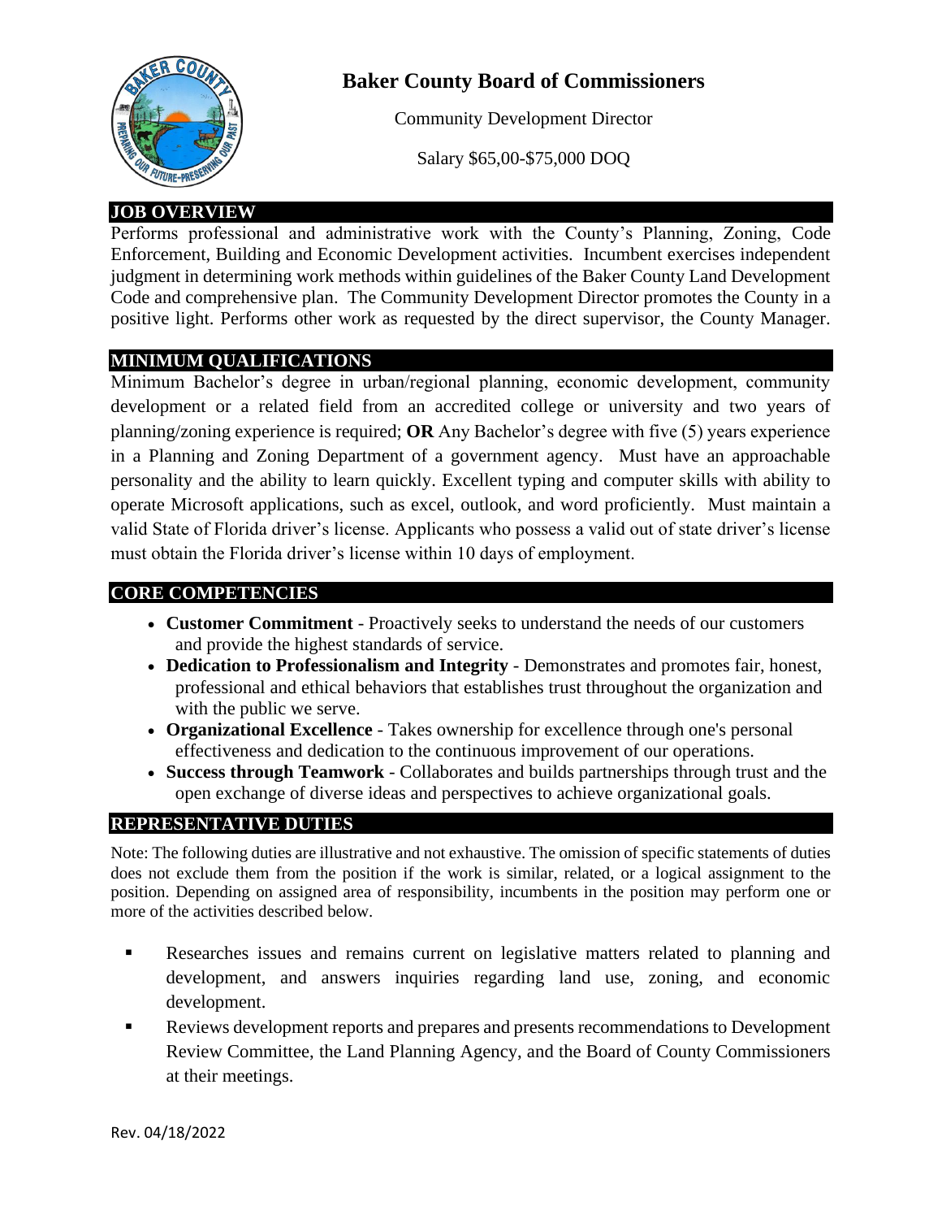# Baker County Board of Commissioners

Community Development Director

Salary $65,00-$75,000 DOQ

## JOB OVERVIEW

Performs professional and administrative work with the County's Planning, Zoning, Code Enforcement, Building and Economic Development activities. Incumbent exercises independent judgment in determining work methods within guidelines of the Baker County Land Development Code and comprehensive plan. The Community Development Director promotes the County in a positive light. Performs other work as requested by the direct supervisor, the County Manager.

## MINIMUM QUALIFICATIONS

Minimum Bachelor's degree in urban/regional planning, economic development, community development or a related field from an accredited college or university and two years of planning/zoning experience is required; **OR** Any Bachelor's degree with five (5) years experience in a Planning and Zoning Department of a government agency. Must have an approachable personality and the ability to learn quickly. Excellent typing and computer skills with ability to operate Microsoft applications, such as excel, outlook, and word proficiently. Must maintain a valid State of Florida driver's license. Applicants who possess a valid out of state driver's license must obtain the Florida driver's license within 10 days of employment.

## CORE COMPETENCIES

- **Customer Commitment** - Proactively seeks to understand the needs of our customers and provide the highest standards of service.
- **Dedication to Professionalism and Integrity** - Demonstrates and promotes fair, honest, professional and ethical behaviors that establishes trust throughout the organization and with the public we serve.
- **Organizational Excellence** - Takes ownership for excellence through one's personal effectiveness and dedication to the continuous improvement of our operations.
- **Success through Teamwork** - Collaborates and builds partnerships through trust and the open exchange of diverse ideas and perspectives to achieve organizational goals.

## REPRESENTATIVE DUTIES

Note: The following duties are illustrative and not exhaustive. The omission of specific statements of duties does not exclude them from the position if the work is similar, related, or a logical assignment to the position. Depending on assigned area of responsibility, incumbents in the position may perform one or more of the activities described below.

- Researches issues and remains current on legislative matters related to planning and development, and answers inquiries regarding land use, zoning, and economic development.
- Reviews development reports and prepares and presents recommendations to Development Review Committee, the Land Planning Agency, and the Board of County Commissioners at their meetings.

Rev. 04/18/2022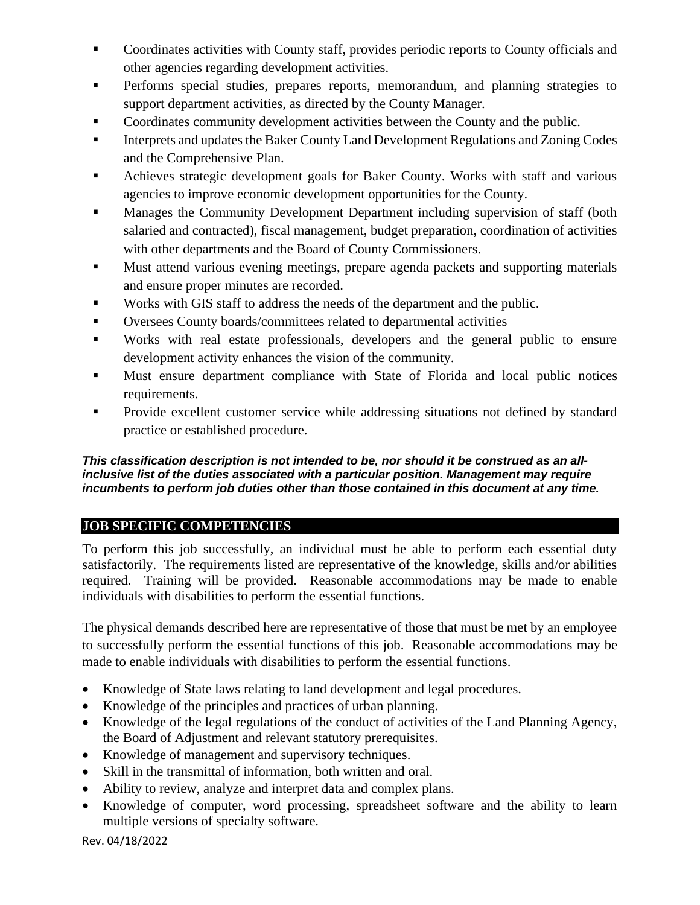- Coordinates activities with County staff, provides periodic reports to County officials and other agencies regarding development activities.
- Performs special studies, prepares reports, memorandum, and planning strategies to support department activities, as directed by the County Manager.
- Coordinates community development activities between the County and the public.
- Interprets and updates the Baker County Land Development Regulations and Zoning Codes and the Comprehensive Plan.
- Achieves strategic development goals for Baker County. Works with staff and various agencies to improve economic development opportunities for the County.
- Manages the Community Development Department including supervision of staff (both salaried and contracted), fiscal management, budget preparation, coordination of activities with other departments and the Board of County Commissioners.
- Must attend various evening meetings, prepare agenda packets and supporting materials and ensure proper minutes are recorded.
- Works with GIS staff to address the needs of the department and the public.
- Oversees County boards/committees related to departmental activities
- Works with real estate professionals, developers and the general public to ensure development activity enhances the vision of the community.
- Must ensure department compliance with State of Florida and local public notices requirements.
- Provide excellent customer service while addressing situations not defined by standard practice or established procedure.

***This classification description is not intended to be, nor should it be construed as an all-inclusive list of the duties associated with a particular position. Management may require incumbents to perform job duties other than those contained in this document at any time.***

## JOB SPECIFIC COMPETENCIES

To perform this job successfully, an individual must be able to perform each essential duty satisfactorily. The requirements listed are representative of the knowledge, skills and/or abilities required. Training will be provided. Reasonable accommodations may be made to enable individuals with disabilities to perform the essential functions.

The physical demands described here are representative of those that must be met by an employee to successfully perform the essential functions of this job. Reasonable accommodations may be made to enable individuals with disabilities to perform the essential functions.

- Knowledge of State laws relating to land development and legal procedures.
- Knowledge of the principles and practices of urban planning.
- Knowledge of the legal regulations of the conduct of activities of the Land Planning Agency, the Board of Adjustment and relevant statutory prerequisites.
- Knowledge of management and supervisory techniques.
- Skill in the transmittal of information, both written and oral.
- Ability to review, analyze and interpret data and complex plans.
- Knowledge of computer, word processing, spreadsheet software and the ability to learn multiple versions of specialty software.

Rev. 04/18/2022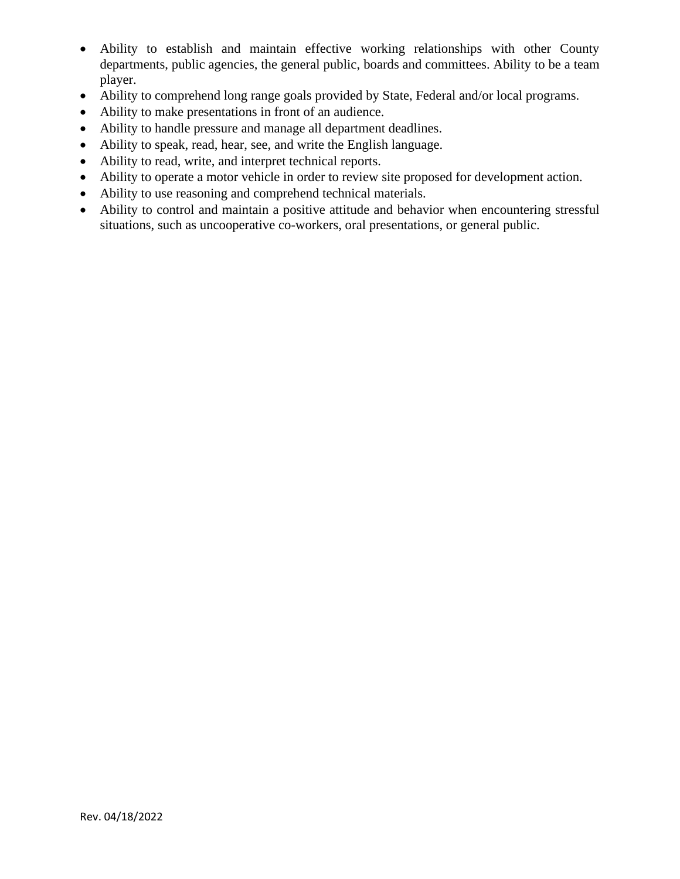- Ability to establish and maintain effective working relationships with other County departments, public agencies, the general public, boards and committees. Ability to be a team player.
- Ability to comprehend long range goals provided by State, Federal and/or local programs.
- Ability to make presentations in front of an audience.
- Ability to handle pressure and manage all department deadlines.
- Ability to speak, read, hear, see, and write the English language.
- Ability to read, write, and interpret technical reports.
- Ability to operate a motor vehicle in order to review site proposed for development action.
- Ability to use reasoning and comprehend technical materials.
- Ability to control and maintain a positive attitude and behavior when encountering stressful situations, such as uncooperative co-workers, oral presentations, or general public.

Rev. 04/18/2022